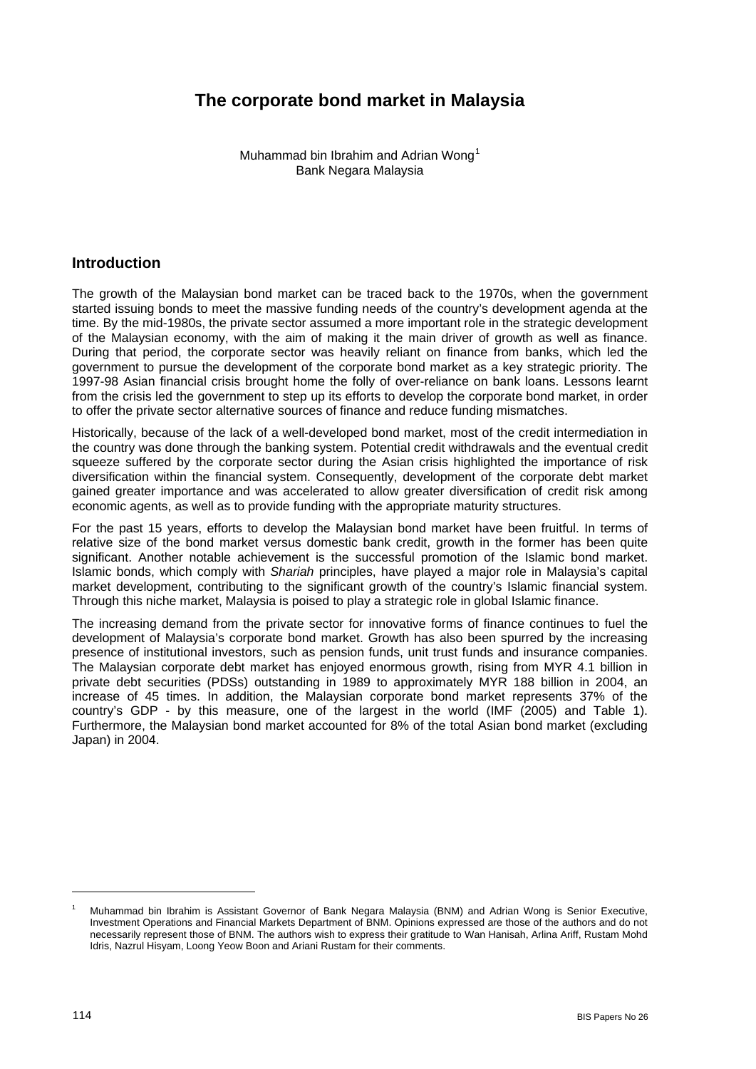# The corporate bond market in Malaysia

Muhammad bin Ibrahim and Adrian Wong[1]
Bank Negara Malaysia

## Introduction

The growth of the Malaysian bond market can be traced back to the 1970s, when the government started issuing bonds to meet the massive funding needs of the country's development agenda at the time. By the mid-1980s, the private sector assumed a more important role in the strategic development of the Malaysian economy, with the aim of making it the main driver of growth as well as finance. During that period, the corporate sector was heavily reliant on finance from banks, which led the government to pursue the development of the corporate bond market as a key strategic priority. The 1997-98 Asian financial crisis brought home the folly of over-reliance on bank loans. Lessons learnt from the crisis led the government to step up its efforts to develop the corporate bond market, in order to offer the private sector alternative sources of finance and reduce funding mismatches.

Historically, because of the lack of a well-developed bond market, most of the credit intermediation in the country was done through the banking system. Potential credit withdrawals and the eventual credit squeeze suffered by the corporate sector during the Asian crisis highlighted the importance of risk diversification within the financial system. Consequently, development of the corporate debt market gained greater importance and was accelerated to allow greater diversification of credit risk among economic agents, as well as to provide funding with the appropriate maturity structures.

For the past 15 years, efforts to develop the Malaysian bond market have been fruitful. In terms of relative size of the bond market versus domestic bank credit, growth in the former has been quite significant. Another notable achievement is the successful promotion of the Islamic bond market. Islamic bonds, which comply with *Shariah* principles, have played a major role in Malaysia's capital market development, contributing to the significant growth of the country's Islamic financial system. Through this niche market, Malaysia is poised to play a strategic role in global Islamic finance.

The increasing demand from the private sector for innovative forms of finance continues to fuel the development of Malaysia's corporate bond market. Growth has also been spurred by the increasing presence of institutional investors, such as pension funds, unit trust funds and insurance companies. The Malaysian corporate debt market has enjoyed enormous growth, rising from MYR 4.1 billion in private debt securities (PDSs) outstanding in 1989 to approximately MYR 188 billion in 2004, an increase of 45 times. In addition, the Malaysian corporate bond market represents 37% of the country's GDP - by this measure, one of the largest in the world (IMF (2005) and Table 1). Furthermore, the Malaysian bond market accounted for 8% of the total Asian bond market (excluding Japan) in 2004.

---

[1] Muhammad bin Ibrahim is Assistant Governor of Bank Negara Malaysia (BNM) and Adrian Wong is Senior Executive, Investment Operations and Financial Markets Department of BNM. Opinions expressed are those of the authors and do not necessarily represent those of BNM. The authors wish to express their gratitude to Wan Hanisah, Arlina Ariff, Rustam Mohd Idris, Nazrul Hisyam, Loong Yeow Boon and Ariani Rustam for their comments.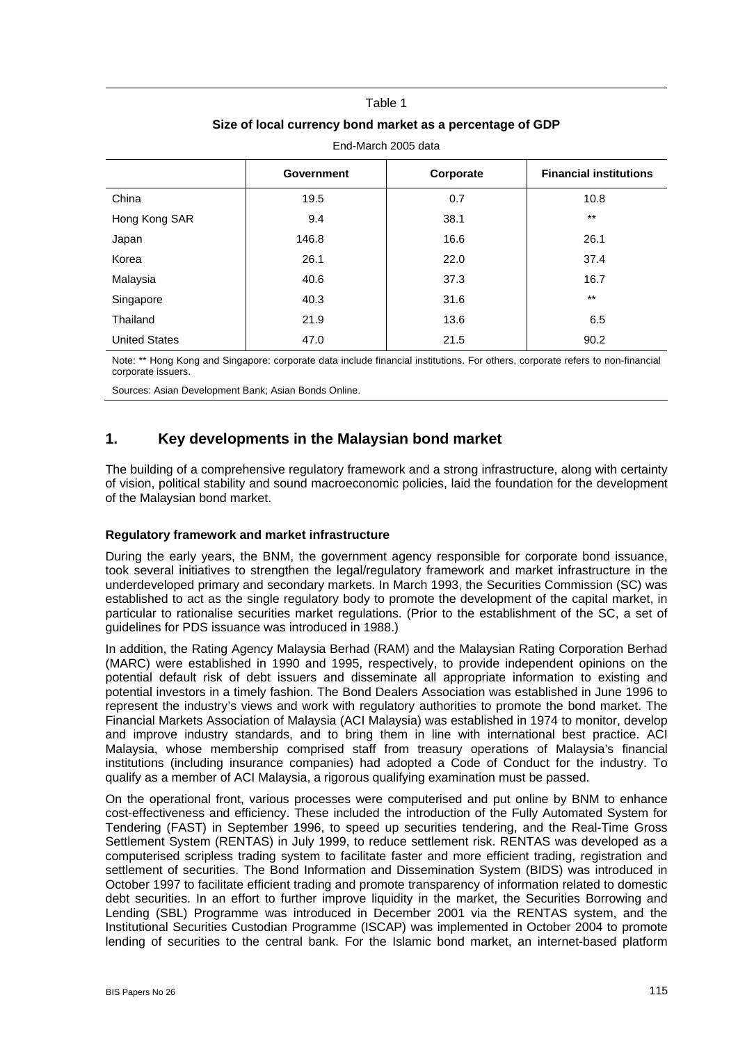Table 1

**Size of local currency bond market as a percentage of GDP**

End-March 2005 data

| | Government | Corporate | Financial institutions |
|---|---|---|---|
| China | 19.5 | 0.7 | 10.8 |
| Hong Kong SAR | 9.4 | 38.1 | ** |
| Japan | 146.8 | 16.6 | 26.1 |
| Korea | 26.1 | 22.0 | 37.4 |
| Malaysia | 40.6 | 37.3 | 16.7 |
| Singapore | 40.3 | 31.6 | ** |
| Thailand | 21.9 | 13.6 | 6.5 |
| United States | 47.0 | 21.5 | 90.2 |

Note: ** Hong Kong and Singapore: corporate data include financial institutions. For others, corporate refers to non-financial corporate issuers.

Sources: Asian Development Bank; Asian Bonds Online.

## 1. Key developments in the Malaysian bond market

The building of a comprehensive regulatory framework and a strong infrastructure, along with certainty of vision, political stability and sound macroeconomic policies, laid the foundation for the development of the Malaysian bond market.

### Regulatory framework and market infrastructure

During the early years, the BNM, the government agency responsible for corporate bond issuance, took several initiatives to strengthen the legal/regulatory framework and market infrastructure in the underdeveloped primary and secondary markets. In March 1993, the Securities Commission (SC) was established to act as the single regulatory body to promote the development of the capital market, in particular to rationalise securities market regulations. (Prior to the establishment of the SC, a set of guidelines for PDS issuance was introduced in 1988.)

In addition, the Rating Agency Malaysia Berhad (RAM) and the Malaysian Rating Corporation Berhad (MARC) were established in 1990 and 1995, respectively, to provide independent opinions on the potential default risk of debt issuers and disseminate all appropriate information to existing and potential investors in a timely fashion. The Bond Dealers Association was established in June 1996 to represent the industry's views and work with regulatory authorities to promote the bond market. The Financial Markets Association of Malaysia (ACI Malaysia) was established in 1974 to monitor, develop and improve industry standards, and to bring them in line with international best practice. ACI Malaysia, whose membership comprised staff from treasury operations of Malaysia's financial institutions (including insurance companies) had adopted a Code of Conduct for the industry. To qualify as a member of ACI Malaysia, a rigorous qualifying examination must be passed.

On the operational front, various processes were computerised and put online by BNM to enhance cost-effectiveness and efficiency. These included the introduction of the Fully Automated System for Tendering (FAST) in September 1996, to speed up securities tendering, and the Real-Time Gross Settlement System (RENTAS) in July 1999, to reduce settlement risk. RENTAS was developed as a computerised scripless trading system to facilitate faster and more efficient trading, registration and settlement of securities. The Bond Information and Dissemination System (BIDS) was introduced in October 1997 to facilitate efficient trading and promote transparency of information related to domestic debt securities. In an effort to further improve liquidity in the market, the Securities Borrowing and Lending (SBL) Programme was introduced in December 2001 via the RENTAS system, and the Institutional Securities Custodian Programme (ISCAP) was implemented in October 2004 to promote lending of securities to the central bank. For the Islamic bond market, an internet-based platform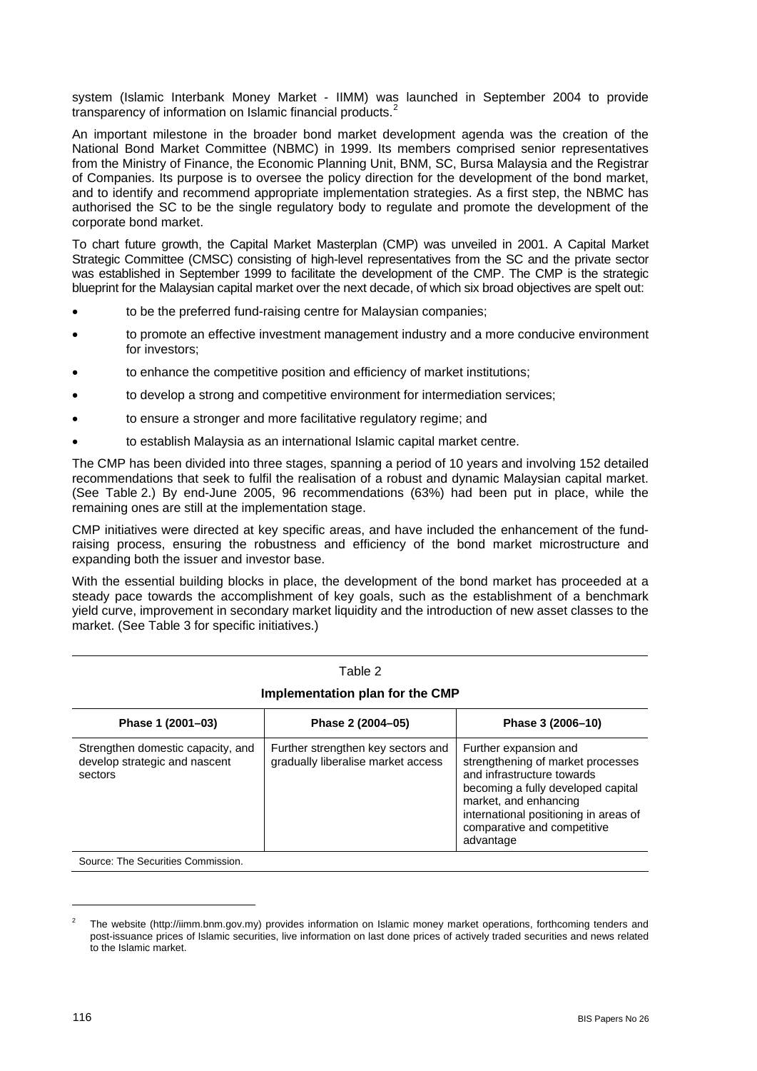system (Islamic Interbank Money Market - IIMM) was launched in September 2004 to provide transparency of information on Islamic financial products.[2]

An important milestone in the broader bond market development agenda was the creation of the National Bond Market Committee (NBMC) in 1999. Its members comprised senior representatives from the Ministry of Finance, the Economic Planning Unit, BNM, SC, Bursa Malaysia and the Registrar of Companies. Its purpose is to oversee the policy direction for the development of the bond market, and to identify and recommend appropriate implementation strategies. As a first step, the NBMC has authorised the SC to be the single regulatory body to regulate and promote the development of the corporate bond market.

To chart future growth, the Capital Market Masterplan (CMP) was unveiled in 2001. A Capital Market Strategic Committee (CMSC) consisting of high-level representatives from the SC and the private sector was established in September 1999 to facilitate the development of the CMP. The CMP is the strategic blueprint for the Malaysian capital market over the next decade, of which six broad objectives are spelt out:

- to be the preferred fund-raising centre for Malaysian companies;
- to promote an effective investment management industry and a more conducive environment for investors;
- to enhance the competitive position and efficiency of market institutions;
- to develop a strong and competitive environment for intermediation services;
- to ensure a stronger and more facilitative regulatory regime; and
- to establish Malaysia as an international Islamic capital market centre.

The CMP has been divided into three stages, spanning a period of 10 years and involving 152 detailed recommendations that seek to fulfil the realisation of a robust and dynamic Malaysian capital market. (See Table 2.) By end-June 2005, 96 recommendations (63%) had been put in place, while the remaining ones are still at the implementation stage.

CMP initiatives were directed at key specific areas, and have included the enhancement of the fund-raising process, ensuring the robustness and efficiency of the bond market microstructure and expanding both the issuer and investor base.

With the essential building blocks in place, the development of the bond market has proceeded at a steady pace towards the accomplishment of key goals, such as the establishment of a benchmark yield curve, improvement in secondary market liquidity and the introduction of new asset classes to the market. (See Table 3 for specific initiatives.)

Table 2

**Implementation plan for the CMP**

| Phase 1 (2001–03) | Phase 2 (2004–05) | Phase 3 (2006–10) |
|---|---|---|
| Strengthen domestic capacity, and develop strategic and nascent sectors | Further strengthen key sectors and gradually liberalise market access | Further expansion and strengthening of market processes and infrastructure towards becoming a fully developed capital market, and enhancing international positioning in areas of comparative and competitive advantage |

Source: The Securities Commission.

[2] The website (http://iimm.bnm.gov.my) provides information on Islamic money market operations, forthcoming tenders and post-issuance prices of Islamic securities, live information on last done prices of actively traded securities and news related to the Islamic market.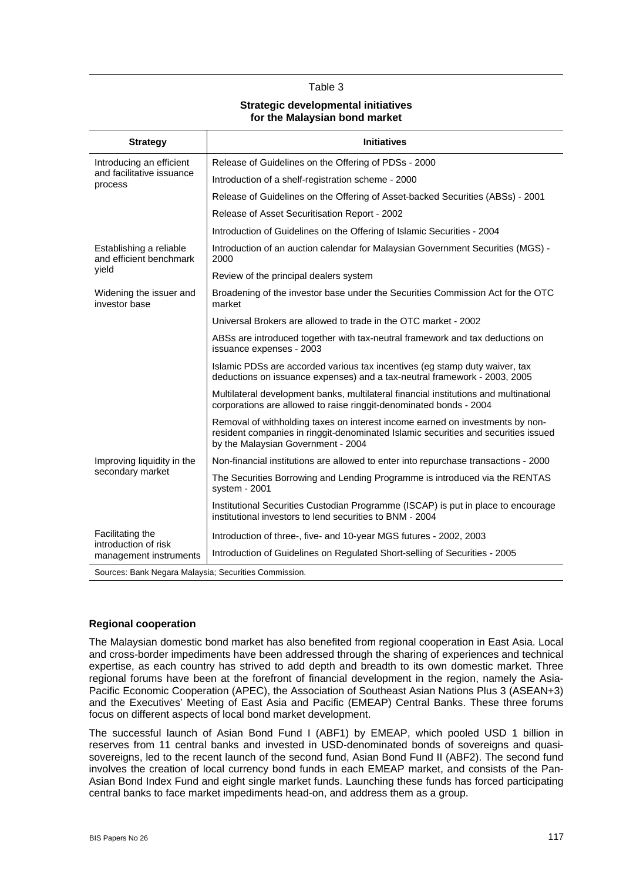Table 3

**Strategic developmental initiatives for the Malaysian bond market**

| Strategy | Initiatives |
|---|---|
| Introducing an efficient and facilitative issuance process | Release of Guidelines on the Offering of PDSs - 2000 |
| | Introduction of a shelf-registration scheme - 2000 |
| | Release of Guidelines on the Offering of Asset-backed Securities (ABSs) - 2001 |
| | Release of Asset Securitisation Report - 2002 |
| | Introduction of Guidelines on the Offering of Islamic Securities - 2004 |
| Establishing a reliable and efficient benchmark yield | Introduction of an auction calendar for Malaysian Government Securities (MGS) - 2000 |
| | Review of the principal dealers system |
| Widening the issuer and investor base | Broadening of the investor base under the Securities Commission Act for the OTC market |
| | Universal Brokers are allowed to trade in the OTC market - 2002 |
| | ABSs are introduced together with tax-neutral framework and tax deductions on issuance expenses - 2003 |
| | Islamic PDSs are accorded various tax incentives (eg stamp duty waiver, tax deductions on issuance expenses) and a tax-neutral framework - 2003, 2005 |
| | Multilateral development banks, multilateral financial institutions and multinational corporations are allowed to raise ringgit-denominated bonds - 2004 |
| | Removal of withholding taxes on interest income earned on investments by non-resident companies in ringgit-denominated Islamic securities and securities issued by the Malaysian Government - 2004 |
| Improving liquidity in the secondary market | Non-financial institutions are allowed to enter into repurchase transactions - 2000 |
| | The Securities Borrowing and Lending Programme is introduced via the RENTAS system - 2001 |
| | Institutional Securities Custodian Programme (ISCAP) is put in place to encourage institutional investors to lend securities to BNM - 2004 |
| Facilitating the introduction of risk management instruments | Introduction of three-, five- and 10-year MGS futures - 2002, 2003 |
| | Introduction of Guidelines on Regulated Short-selling of Securities - 2005 |

Sources: Bank Negara Malaysia; Securities Commission.

**Regional cooperation**

The Malaysian domestic bond market has also benefited from regional cooperation in East Asia. Local and cross-border impediments have been addressed through the sharing of experiences and technical expertise, as each country has strived to add depth and breadth to its own domestic market. Three regional forums have been at the forefront of financial development in the region, namely the Asia-Pacific Economic Cooperation (APEC), the Association of Southeast Asian Nations Plus 3 (ASEAN+3) and the Executives' Meeting of East Asia and Pacific (EMEAP) Central Banks. These three forums focus on different aspects of local bond market development.

The successful launch of Asian Bond Fund I (ABF1) by EMEAP, which pooled USD 1 billion in reserves from 11 central banks and invested in USD-denominated bonds of sovereigns and quasi-sovereigns, led to the recent launch of the second fund, Asian Bond Fund II (ABF2). The second fund involves the creation of local currency bond funds in each EMEAP market, and consists of the Pan-Asian Bond Index Fund and eight single market funds. Launching these funds has forced participating central banks to face market impediments head-on, and address them as a group.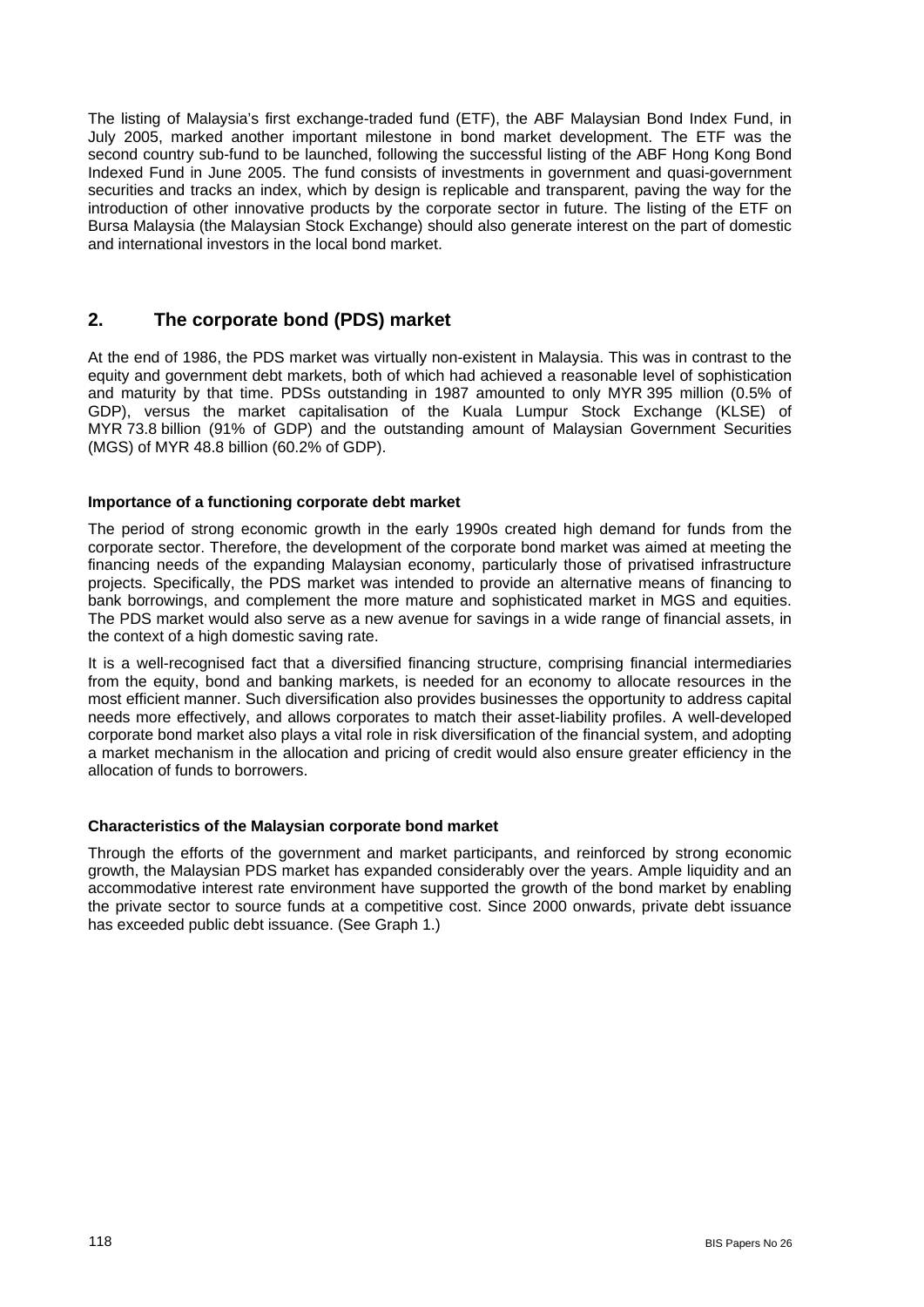The listing of Malaysia's first exchange-traded fund (ETF), the ABF Malaysian Bond Index Fund, in July 2005, marked another important milestone in bond market development. The ETF was the second country sub-fund to be launched, following the successful listing of the ABF Hong Kong Bond Indexed Fund in June 2005. The fund consists of investments in government and quasi-government securities and tracks an index, which by design is replicable and transparent, paving the way for the introduction of other innovative products by the corporate sector in future. The listing of the ETF on Bursa Malaysia (the Malaysian Stock Exchange) should also generate interest on the part of domestic and international investors in the local bond market.

## 2. The corporate bond (PDS) market

At the end of 1986, the PDS market was virtually non-existent in Malaysia. This was in contrast to the equity and government debt markets, both of which had achieved a reasonable level of sophistication and maturity by that time. PDSs outstanding in 1987 amounted to only MYR 395 million (0.5% of GDP), versus the market capitalisation of the Kuala Lumpur Stock Exchange (KLSE) of MYR 73.8 billion (91% of GDP) and the outstanding amount of Malaysian Government Securities (MGS) of MYR 48.8 billion (60.2% of GDP).

### Importance of a functioning corporate debt market

The period of strong economic growth in the early 1990s created high demand for funds from the corporate sector. Therefore, the development of the corporate bond market was aimed at meeting the financing needs of the expanding Malaysian economy, particularly those of privatised infrastructure projects. Specifically, the PDS market was intended to provide an alternative means of financing to bank borrowings, and complement the more mature and sophisticated market in MGS and equities. The PDS market would also serve as a new avenue for savings in a wide range of financial assets, in the context of a high domestic saving rate.

It is a well-recognised fact that a diversified financing structure, comprising financial intermediaries from the equity, bond and banking markets, is needed for an economy to allocate resources in the most efficient manner. Such diversification also provides businesses the opportunity to address capital needs more effectively, and allows corporates to match their asset-liability profiles. A well-developed corporate bond market also plays a vital role in risk diversification of the financial system, and adopting a market mechanism in the allocation and pricing of credit would also ensure greater efficiency in the allocation of funds to borrowers.

### Characteristics of the Malaysian corporate bond market

Through the efforts of the government and market participants, and reinforced by strong economic growth, the Malaysian PDS market has expanded considerably over the years. Ample liquidity and an accommodative interest rate environment have supported the growth of the bond market by enabling the private sector to source funds at a competitive cost. Since 2000 onwards, private debt issuance has exceeded public debt issuance. (See Graph 1.)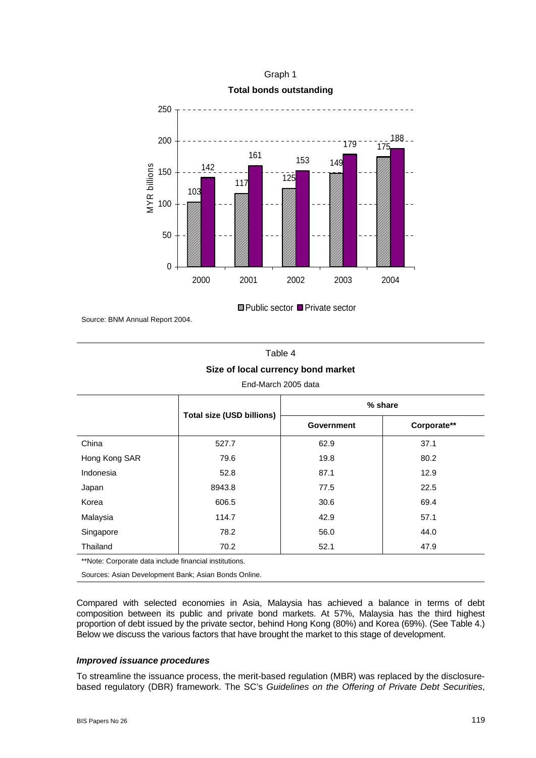Graph 1

**Total bonds outstanding**

Source: BNM Annual Report 2004.

Table 4

**Size of local currency bond market**

End-March 2005 data

| | Total size (USD billions) | % share | |
|---|---|---|---|
| | | Government | Corporate** |
| China | 527.7 | 62.9 | 37.1 |
| Hong Kong SAR | 79.6 | 19.8 | 80.2 |
| Indonesia | 52.8 | 87.1 | 12.9 |
| Japan | 8943.8 | 77.5 | 22.5 |
| Korea | 606.5 | 30.6 | 69.4 |
| Malaysia | 114.7 | 42.9 | 57.1 |
| Singapore | 78.2 | 56.0 | 44.0 |
| Thailand | 70.2 | 52.1 | 47.9 |

**Note: Corporate data include financial institutions.

Sources: Asian Development Bank; Asian Bonds Online.

Compared with selected economies in Asia, Malaysia has achieved a balance in terms of debt composition between its public and private bond markets. At 57%, Malaysia has the third highest proportion of debt issued by the private sector, behind Hong Kong (80%) and Korea (69%). (See Table 4.) Below we discuss the various factors that have brought the market to this stage of development.

***Improved issuance procedures***

To streamline the issuance process, the merit-based regulation (MBR) was replaced by the disclosure-based regulatory (DBR) framework. The SC's *Guidelines on the Offering of Private Debt Securities*,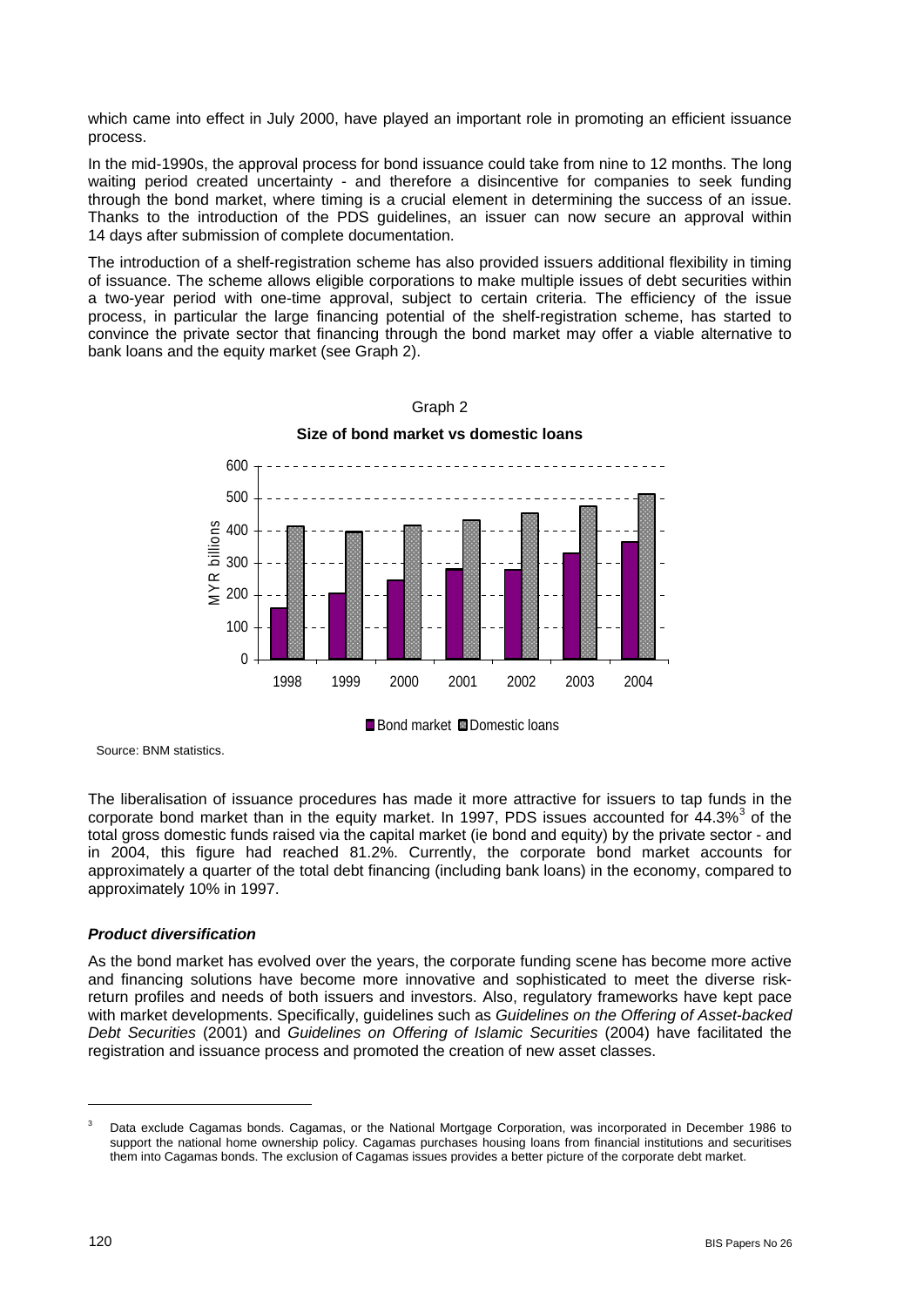which came into effect in July 2000, have played an important role in promoting an efficient issuance process.

In the mid-1990s, the approval process for bond issuance could take from nine to 12 months. The long waiting period created uncertainty - and therefore a disincentive for companies to seek funding through the bond market, where timing is a crucial element in determining the success of an issue. Thanks to the introduction of the PDS guidelines, an issuer can now secure an approval within 14 days after submission of complete documentation.

The introduction of a shelf-registration scheme has also provided issuers additional flexibility in timing of issuance. The scheme allows eligible corporations to make multiple issues of debt securities within a two-year period with one-time approval, subject to certain criteria. The efficiency of the issue process, in particular the large financing potential of the shelf-registration scheme, has started to convince the private sector that financing through the bond market may offer a viable alternative to bank loans and the equity market (see Graph 2).

Graph 2

**Size of bond market vs domestic loans**

Source: BNM statistics.

The liberalisation of issuance procedures has made it more attractive for issuers to tap funds in the corporate bond market than in the equity market. In 1997, PDS issues accounted for 44.3%[3] of the total gross domestic funds raised via the capital market (ie bond and equity) by the private sector - and in 2004, this figure had reached 81.2%. Currently, the corporate bond market accounts for approximately a quarter of the total debt financing (including bank loans) in the economy, compared to approximately 10% in 1997.

### *Product diversification*

As the bond market has evolved over the years, the corporate funding scene has become more active and financing solutions have become more innovative and sophisticated to meet the diverse risk-return profiles and needs of both issuers and investors. Also, regulatory frameworks have kept pace with market developments. Specifically, guidelines such as *Guidelines on the Offering of Asset-backed Debt Securities* (2001) and *Guidelines on Offering of Islamic Securities* (2004) have facilitated the registration and issuance process and promoted the creation of new asset classes.

---

[3] Data exclude Cagamas bonds. Cagamas, or the National Mortgage Corporation, was incorporated in December 1986 to support the national home ownership policy. Cagamas purchases housing loans from financial institutions and securitises them into Cagamas bonds. The exclusion of Cagamas issues provides a better picture of the corporate debt market.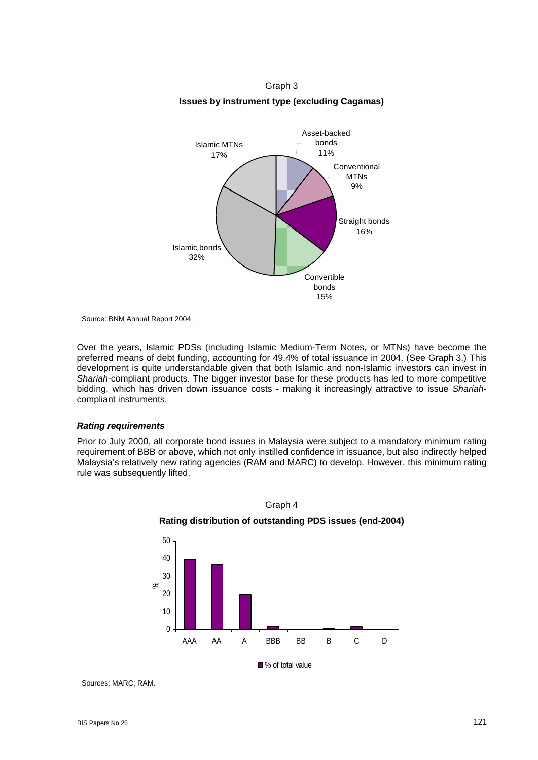Graph 3

**Issues by instrument type (excluding Cagamas)**

Source: BNM Annual Report 2004.

Over the years, Islamic PDSs (including Islamic Medium-Term Notes, or MTNs) have become the preferred means of debt funding, accounting for 49.4% of total issuance in 2004. (See Graph 3.) This development is quite understandable given that both Islamic and non-Islamic investors can invest in *Shariah*-compliant products. The bigger investor base for these products has led to more competitive bidding, which has driven down issuance costs - making it increasingly attractive to issue *Shariah*-compliant instruments.

#### *Rating requirements*

Prior to July 2000, all corporate bond issues in Malaysia were subject to a mandatory minimum rating requirement of BBB or above, which not only instilled confidence in issuance, but also indirectly helped Malaysia's relatively new rating agencies (RAM and MARC) to develop. However, this minimum rating rule was subsequently lifted.

Graph 4

**Rating distribution of outstanding PDS issues (end-2004)**

Sources: MARC; RAM.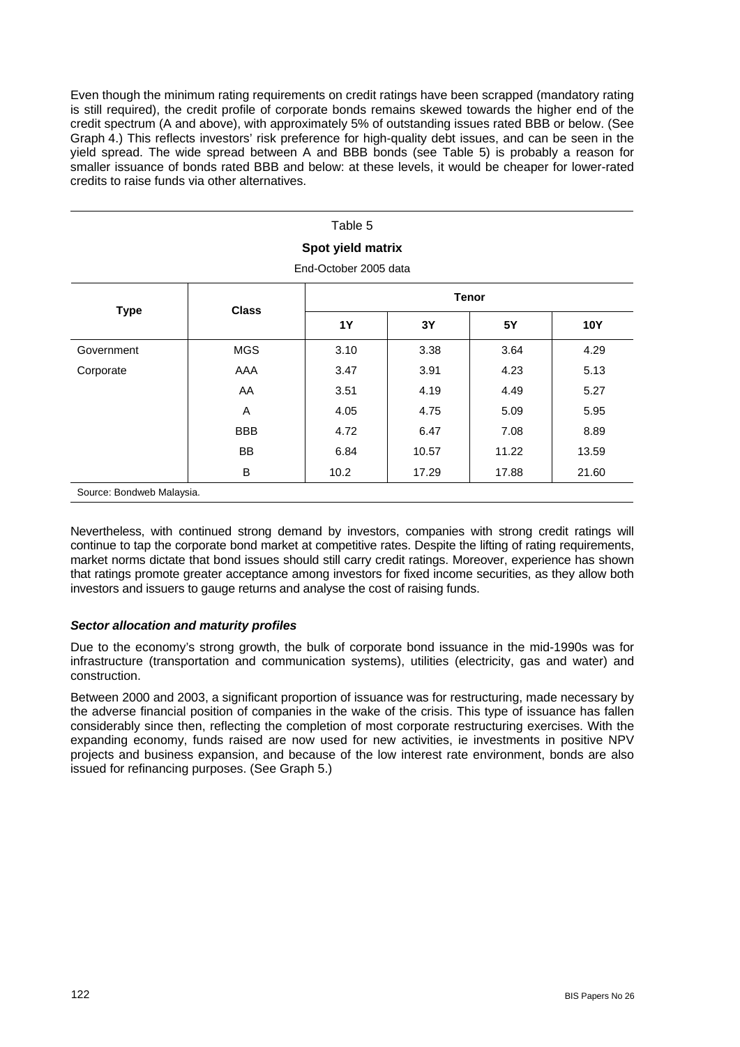Even though the minimum rating requirements on credit ratings have been scrapped (mandatory rating is still required), the credit profile of corporate bonds remains skewed towards the higher end of the credit spectrum (A and above), with approximately 5% of outstanding issues rated BBB or below. (See Graph 4.) This reflects investors' risk preference for high-quality debt issues, and can be seen in the yield spread. The wide spread between A and BBB bonds (see Table 5) is probably a reason for smaller issuance of bonds rated BBB and below: at these levels, it would be cheaper for lower-rated credits to raise funds via other alternatives.

Table 5

**Spot yield matrix**

End-October 2005 data

| Type | Class | Tenor | | | |
|---|---|---|---|---|---|
| | | **1Y** | **3Y** | **5Y** | **10Y** |
| Government | MGS | 3.10 | 3.38 | 3.64 | 4.29 |
| Corporate | AAA | 3.47 | 3.91 | 4.23 | 5.13 |
| | AA | 3.51 | 4.19 | 4.49 | 5.27 |
| | A | 4.05 | 4.75 | 5.09 | 5.95 |
| | BBB | 4.72 | 6.47 | 7.08 | 8.89 |
| | BB | 6.84 | 10.57 | 11.22 | 13.59 |
| | B | 10.2 | 17.29 | 17.88 | 21.60 |

Source: Bondweb Malaysia.

Nevertheless, with continued strong demand by investors, companies with strong credit ratings will continue to tap the corporate bond market at competitive rates. Despite the lifting of rating requirements, market norms dictate that bond issues should still carry credit ratings. Moreover, experience has shown that ratings promote greater acceptance among investors for fixed income securities, as they allow both investors and issuers to gauge returns and analyse the cost of raising funds.

### *Sector allocation and maturity profiles*

Due to the economy's strong growth, the bulk of corporate bond issuance in the mid-1990s was for infrastructure (transportation and communication systems), utilities (electricity, gas and water) and construction.

Between 2000 and 2003, a significant proportion of issuance was for restructuring, made necessary by the adverse financial position of companies in the wake of the crisis. This type of issuance has fallen considerably since then, reflecting the completion of most corporate restructuring exercises. With the expanding economy, funds raised are now used for new activities, ie investments in positive NPV projects and business expansion, and because of the low interest rate environment, bonds are also issued for refinancing purposes. (See Graph 5.)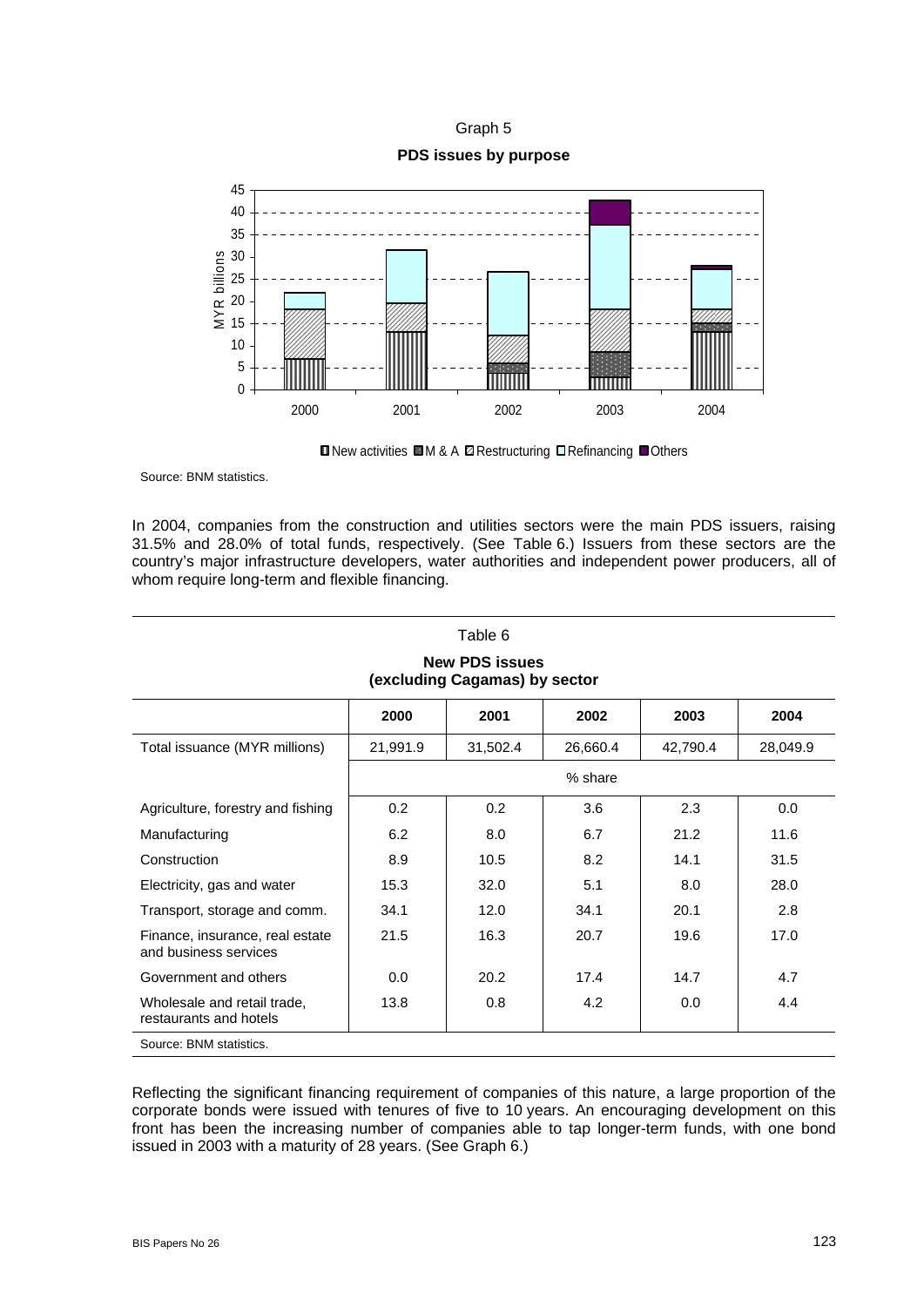Graph 5

**PDS issues by purpose**

Source: BNM statistics.

In 2004, companies from the construction and utilities sectors were the main PDS issuers, raising 31.5% and 28.0% of total funds, respectively. (See Table 6.) Issuers from these sectors are the country's major infrastructure developers, water authorities and independent power producers, all of whom require long-term and flexible financing.

Table 6

**New PDS issues (excluding Cagamas) by sector**

| | 2000 | 2001 | 2002 | 2003 | 2004 |
|---|---|---|---|---|---|
| Total issuance (MYR millions) | 21,991.9 | 31,502.4 | 26,660.4 | 42,790.4 | 28,049.9 |
| | % share | | | | |
| Agriculture, forestry and fishing | 0.2 | 0.2 | 3.6 | 2.3 | 0.0 |
| Manufacturing | 6.2 | 8.0 | 6.7 | 21.2 | 11.6 |
| Construction | 8.9 | 10.5 | 8.2 | 14.1 | 31.5 |
| Electricity, gas and water | 15.3 | 32.0 | 5.1 | 8.0 | 28.0 |
| Transport, storage and comm. | 34.1 | 12.0 | 34.1 | 20.1 | 2.8 |
| Finance, insurance, real estate and business services | 21.5 | 16.3 | 20.7 | 19.6 | 17.0 |
| Government and others | 0.0 | 20.2 | 17.4 | 14.7 | 4.7 |
| Wholesale and retail trade, restaurants and hotels | 13.8 | 0.8 | 4.2 | 0.0 | 4.4 |

Source: BNM statistics.

Reflecting the significant financing requirement of companies of this nature, a large proportion of the corporate bonds were issued with tenures of five to 10 years. An encouraging development on this front has been the increasing number of companies able to tap longer-term funds, with one bond issued in 2003 with a maturity of 28 years. (See Graph 6.)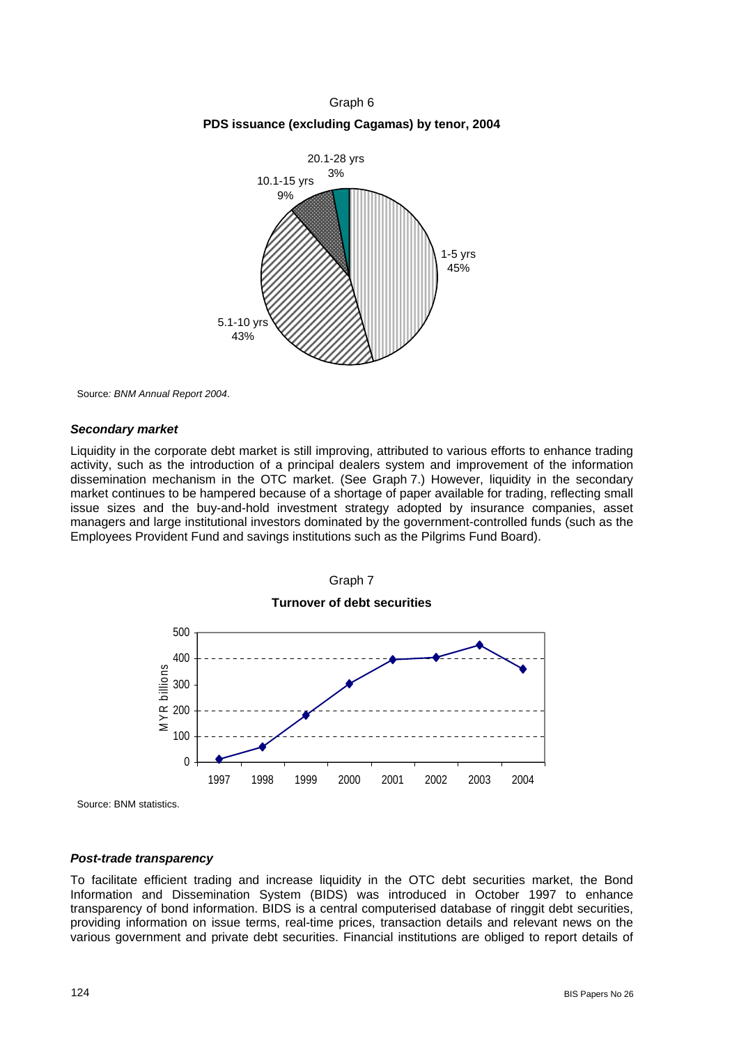Graph 6

**PDS issuance (excluding Cagamas) by tenor, 2004**

20.1-28 yrs 3%

10.1-15 yrs 9%

1-5 yrs 45%

5.1-10 yrs 43%

Source: *BNM Annual Report 2004*.

### *Secondary market*

Liquidity in the corporate debt market is still improving, attributed to various efforts to enhance trading activity, such as the introduction of a principal dealers system and improvement of the information dissemination mechanism in the OTC market. (See Graph 7.) However, liquidity in the secondary market continues to be hampered because of a shortage of paper available for trading, reflecting small issue sizes and the buy-and-hold investment strategy adopted by insurance companies, asset managers and large institutional investors dominated by the government-controlled funds (such as the Employees Provident Fund and savings institutions such as the Pilgrims Fund Board).

Graph 7

**Turnover of debt securities**

MYR billions

Source: BNM statistics.

### *Post-trade transparency*

To facilitate efficient trading and increase liquidity in the OTC debt securities market, the Bond Information and Dissemination System (BIDS) was introduced in October 1997 to enhance transparency of bond information. BIDS is a central computerised database of ringgit debt securities, providing information on issue terms, real-time prices, transaction details and relevant news on the various government and private debt securities. Financial institutions are obliged to report details of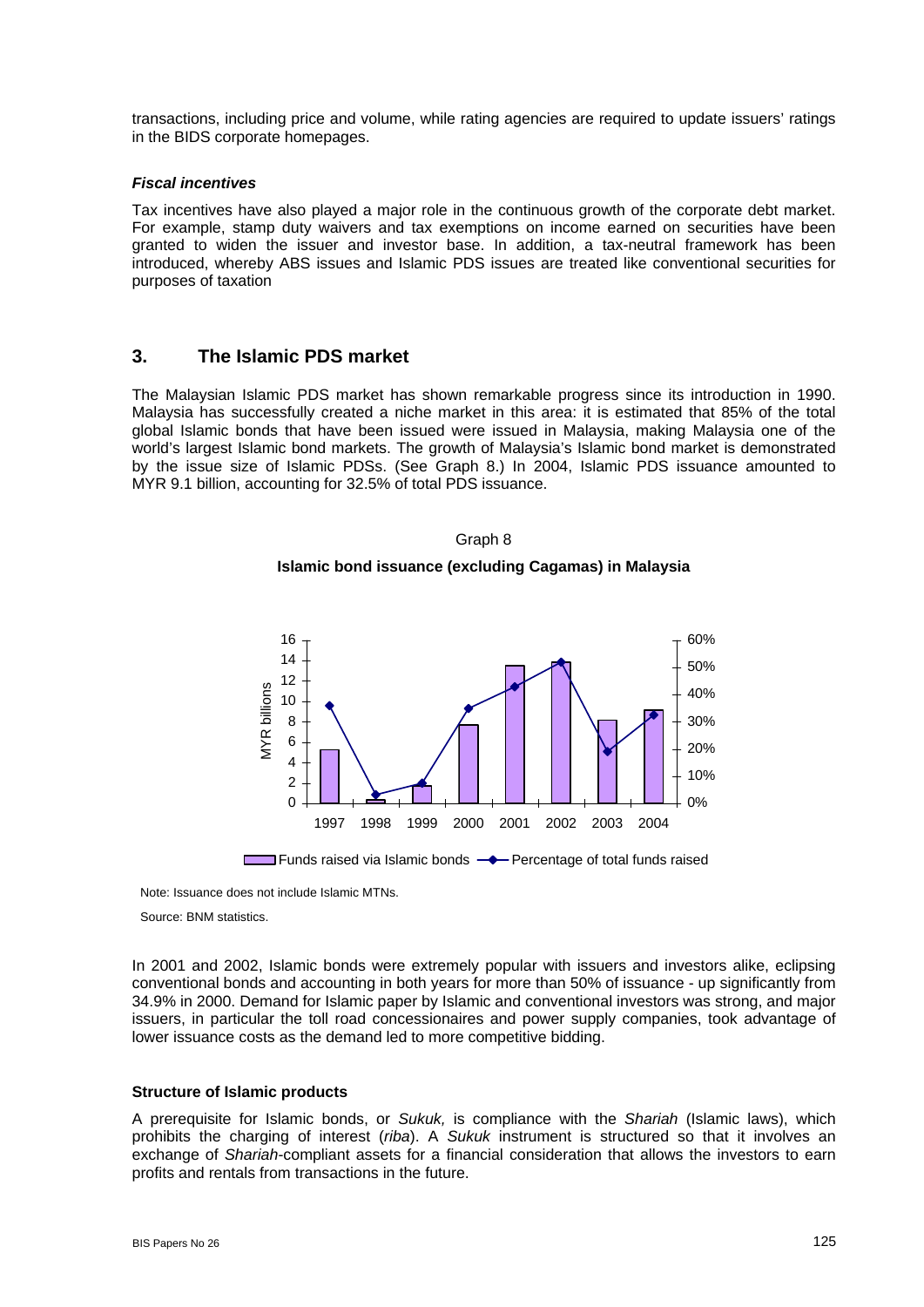transactions, including price and volume, while rating agencies are required to update issuers' ratings in the BIDS corporate homepages.

#### *Fiscal incentives*

Tax incentives have also played a major role in the continuous growth of the corporate debt market. For example, stamp duty waivers and tax exemptions on income earned on securities have been granted to widen the issuer and investor base. In addition, a tax-neutral framework has been introduced, whereby ABS issues and Islamic PDS issues are treated like conventional securities for purposes of taxation

## 3. The Islamic PDS market

The Malaysian Islamic PDS market has shown remarkable progress since its introduction in 1990. Malaysia has successfully created a niche market in this area: it is estimated that 85% of the total global Islamic bonds that have been issued were issued in Malaysia, making Malaysia one of the world's largest Islamic bond markets. The growth of Malaysia's Islamic bond market is demonstrated by the issue size of Islamic PDSs. (See Graph 8.) In 2004, Islamic PDS issuance amounted to MYR 9.1 billion, accounting for 32.5% of total PDS issuance.

Graph 8

**Islamic bond issuance (excluding Cagamas) in Malaysia**

Note: Issuance does not include Islamic MTNs.

Source: BNM statistics.

In 2001 and 2002, Islamic bonds were extremely popular with issuers and investors alike, eclipsing conventional bonds and accounting in both years for more than 50% of issuance - up significantly from 34.9% in 2000. Demand for Islamic paper by Islamic and conventional investors was strong, and major issuers, in particular the toll road concessionaires and power supply companies, took advantage of lower issuance costs as the demand led to more competitive bidding.

#### Structure of Islamic products

A prerequisite for Islamic bonds, or *Sukuk,* is compliance with the *Shariah* (Islamic laws), which prohibits the charging of interest (*riba*). A *Sukuk* instrument is structured so that it involves an exchange of *Shariah*-compliant assets for a financial consideration that allows the investors to earn profits and rentals from transactions in the future.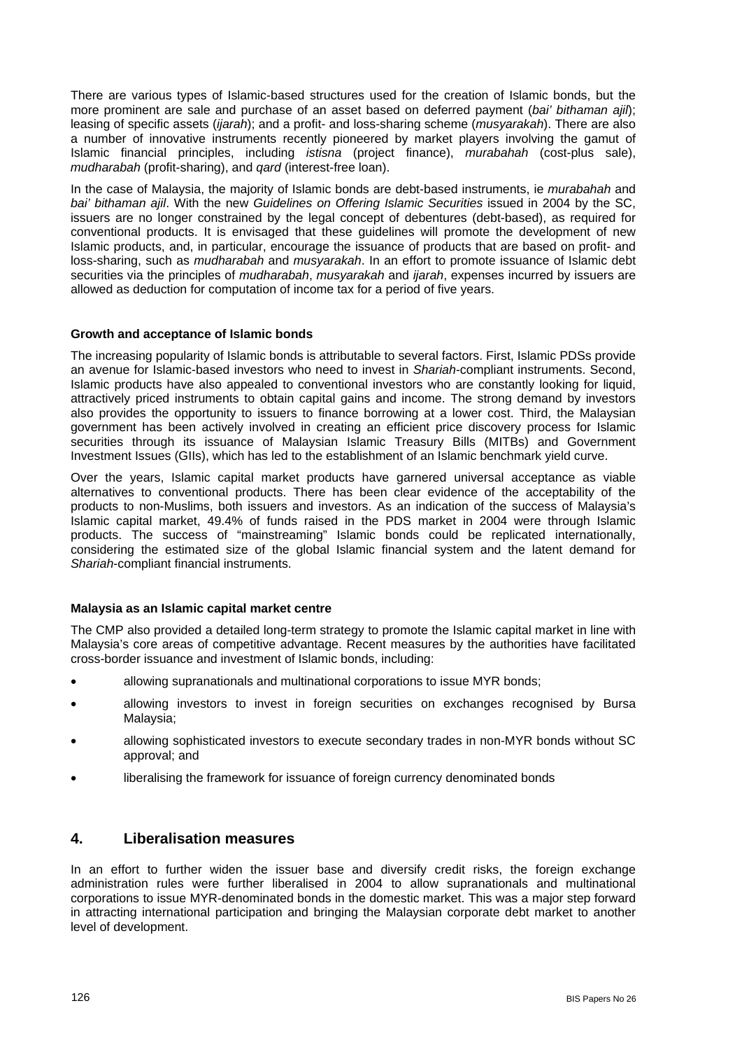There are various types of Islamic-based structures used for the creation of Islamic bonds, but the more prominent are sale and purchase of an asset based on deferred payment (*bai' bithaman ajil*); leasing of specific assets (*ijarah*); and a profit- and loss-sharing scheme (*musyarakah*). There are also a number of innovative instruments recently pioneered by market players involving the gamut of Islamic financial principles, including *istisna* (project finance), *murabahah* (cost-plus sale), *mudharabah* (profit-sharing), and *qard* (interest-free loan).

In the case of Malaysia, the majority of Islamic bonds are debt-based instruments, ie *murabahah* and *bai' bithaman ajil*. With the new *Guidelines on Offering Islamic Securities* issued in 2004 by the SC, issuers are no longer constrained by the legal concept of debentures (debt-based), as required for conventional products. It is envisaged that these guidelines will promote the development of new Islamic products, and, in particular, encourage the issuance of products that are based on profit- and loss-sharing, such as *mudharabah* and *musyarakah*. In an effort to promote issuance of Islamic debt securities via the principles of *mudharabah*, *musyarakah* and *ijarah*, expenses incurred by issuers are allowed as deduction for computation of income tax for a period of five years.

**Growth and acceptance of Islamic bonds**

The increasing popularity of Islamic bonds is attributable to several factors. First, Islamic PDSs provide an avenue for Islamic-based investors who need to invest in *Shariah*-compliant instruments. Second, Islamic products have also appealed to conventional investors who are constantly looking for liquid, attractively priced instruments to obtain capital gains and income. The strong demand by investors also provides the opportunity to issuers to finance borrowing at a lower cost. Third, the Malaysian government has been actively involved in creating an efficient price discovery process for Islamic securities through its issuance of Malaysian Islamic Treasury Bills (MITBs) and Government Investment Issues (GIIs), which has led to the establishment of an Islamic benchmark yield curve.

Over the years, Islamic capital market products have garnered universal acceptance as viable alternatives to conventional products. There has been clear evidence of the acceptability of the products to non-Muslims, both issuers and investors. As an indication of the success of Malaysia's Islamic capital market, 49.4% of funds raised in the PDS market in 2004 were through Islamic products. The success of "mainstreaming" Islamic bonds could be replicated internationally, considering the estimated size of the global Islamic financial system and the latent demand for *Shariah*-compliant financial instruments.

**Malaysia as an Islamic capital market centre**

The CMP also provided a detailed long-term strategy to promote the Islamic capital market in line with Malaysia's core areas of competitive advantage. Recent measures by the authorities have facilitated cross-border issuance and investment of Islamic bonds, including:

- allowing supranationals and multinational corporations to issue MYR bonds;
- allowing investors to invest in foreign securities on exchanges recognised by Bursa Malaysia;
- allowing sophisticated investors to execute secondary trades in non-MYR bonds without SC approval; and
- liberalising the framework for issuance of foreign currency denominated bonds

## 4. Liberalisation measures

In an effort to further widen the issuer base and diversify credit risks, the foreign exchange administration rules were further liberalised in 2004 to allow supranationals and multinational corporations to issue MYR-denominated bonds in the domestic market. This was a major step forward in attracting international participation and bringing the Malaysian corporate debt market to another level of development.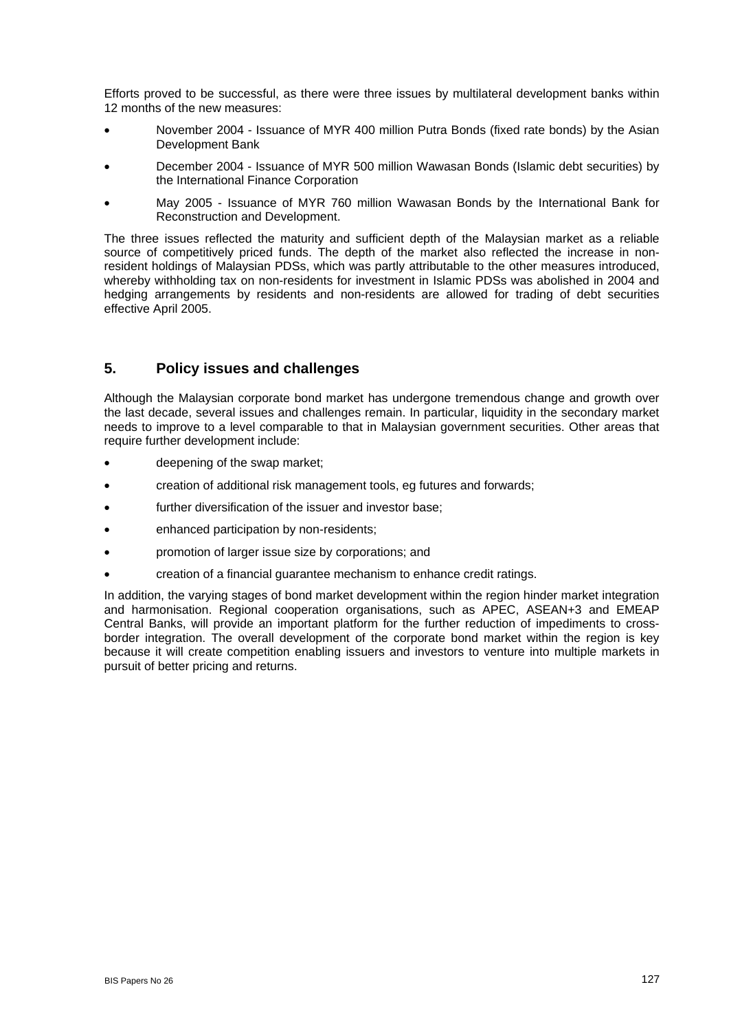Efforts proved to be successful, as there were three issues by multilateral development banks within 12 months of the new measures:

- November 2004 - Issuance of MYR 400 million Putra Bonds (fixed rate bonds) by the Asian Development Bank
- December 2004 - Issuance of MYR 500 million Wawasan Bonds (Islamic debt securities) by the International Finance Corporation
- May 2005 - Issuance of MYR 760 million Wawasan Bonds by the International Bank for Reconstruction and Development.

The three issues reflected the maturity and sufficient depth of the Malaysian market as a reliable source of competitively priced funds. The depth of the market also reflected the increase in non-resident holdings of Malaysian PDSs, which was partly attributable to the other measures introduced, whereby withholding tax on non-residents for investment in Islamic PDSs was abolished in 2004 and hedging arrangements by residents and non-residents are allowed for trading of debt securities effective April 2005.

## 5. Policy issues and challenges

Although the Malaysian corporate bond market has undergone tremendous change and growth over the last decade, several issues and challenges remain. In particular, liquidity in the secondary market needs to improve to a level comparable to that in Malaysian government securities. Other areas that require further development include:

- deepening of the swap market;
- creation of additional risk management tools, eg futures and forwards;
- further diversification of the issuer and investor base;
- enhanced participation by non-residents;
- promotion of larger issue size by corporations; and
- creation of a financial guarantee mechanism to enhance credit ratings.

In addition, the varying stages of bond market development within the region hinder market integration and harmonisation. Regional cooperation organisations, such as APEC, ASEAN+3 and EMEAP Central Banks, will provide an important platform for the further reduction of impediments to cross-border integration. The overall development of the corporate bond market within the region is key because it will create competition enabling issuers and investors to venture into multiple markets in pursuit of better pricing and returns.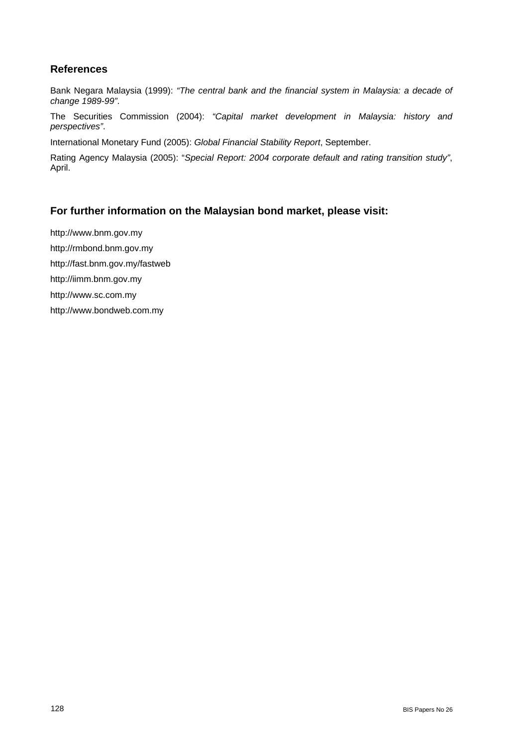## References

Bank Negara Malaysia (1999): *"The central bank and the financial system in Malaysia: a decade of change 1989-99"*.

The Securities Commission (2004): *"Capital market development in Malaysia: history and perspectives"*.

International Monetary Fund (2005): *Global Financial Stability Report*, September.

Rating Agency Malaysia (2005): "*Special Report: 2004 corporate default and rating transition study"*, April.

## For further information on the Malaysian bond market, please visit:

http://www.bnm.gov.my

http://rmbond.bnm.gov.my

http://fast.bnm.gov.my/fastweb

http://iimm.bnm.gov.my

http://www.sc.com.my

http://www.bondweb.com.my